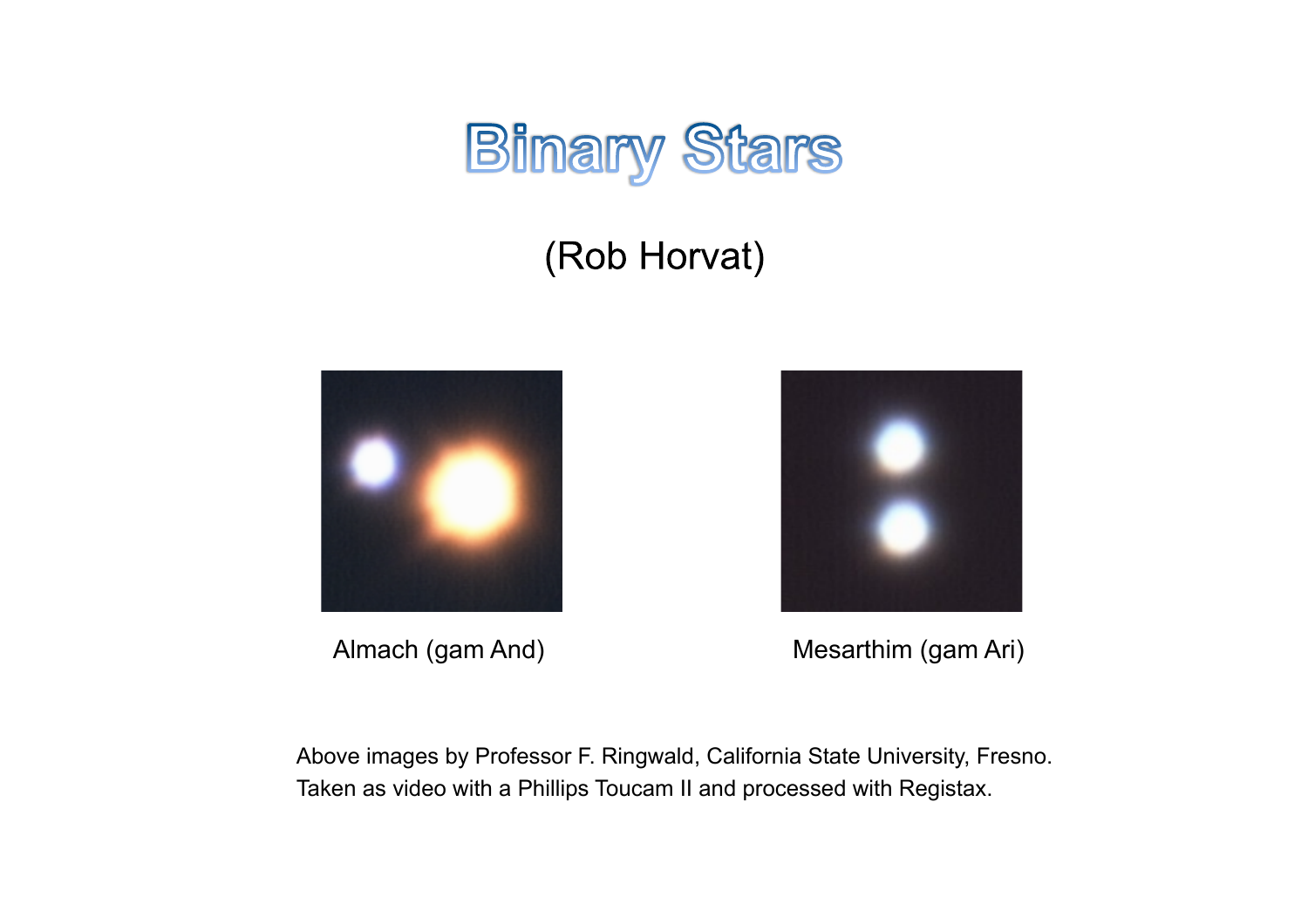# Binary Stars

(Rob Horvat)

Almach (gam And)

Mesarthim (gam Ari)

Above images by Professor F. Ringwald, California State University, Fresno.
Taken as video with a Phillips Toucam II and processed with Registax.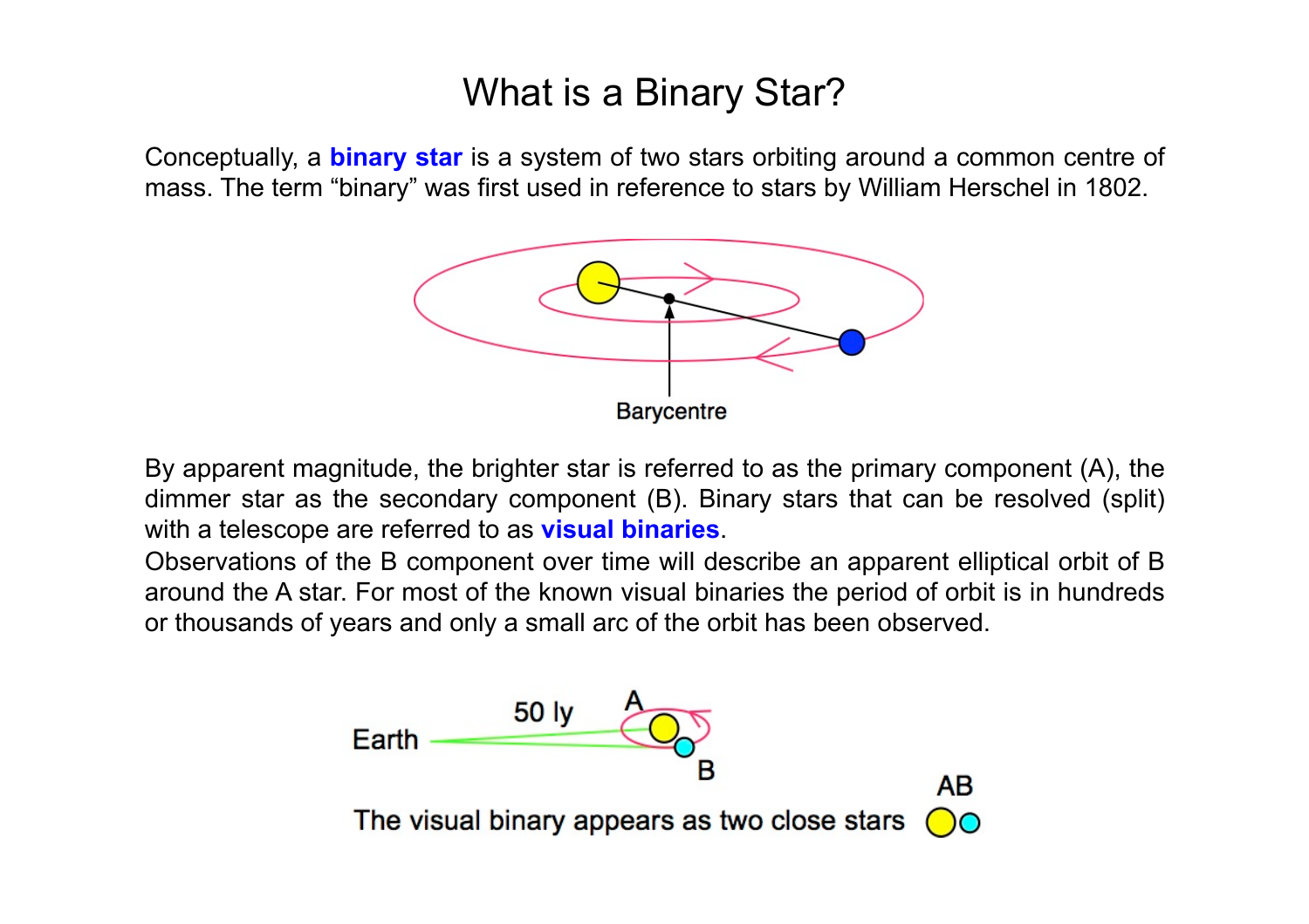# What is a Binary Star?

Conceptually, a **binary star** is a system of two stars orbiting around a common centre of mass. The term “binary” was first used in reference to stars by William Herschel in 1802.

Barycentre

By apparent magnitude, the brighter star is referred to as the primary component (A), the dimmer star as the secondary component (B). Binary stars that can be resolved (split) with a telescope are referred to as **visual binaries**.

Observations of the B component over time will describe an apparent elliptical orbit of B around the A star. For most of the known visual binaries the period of orbit is in hundreds or thousands of years and only a small arc of the orbit has been observed.

Earth 50 ly A B

The visual binary appears as two close stars AB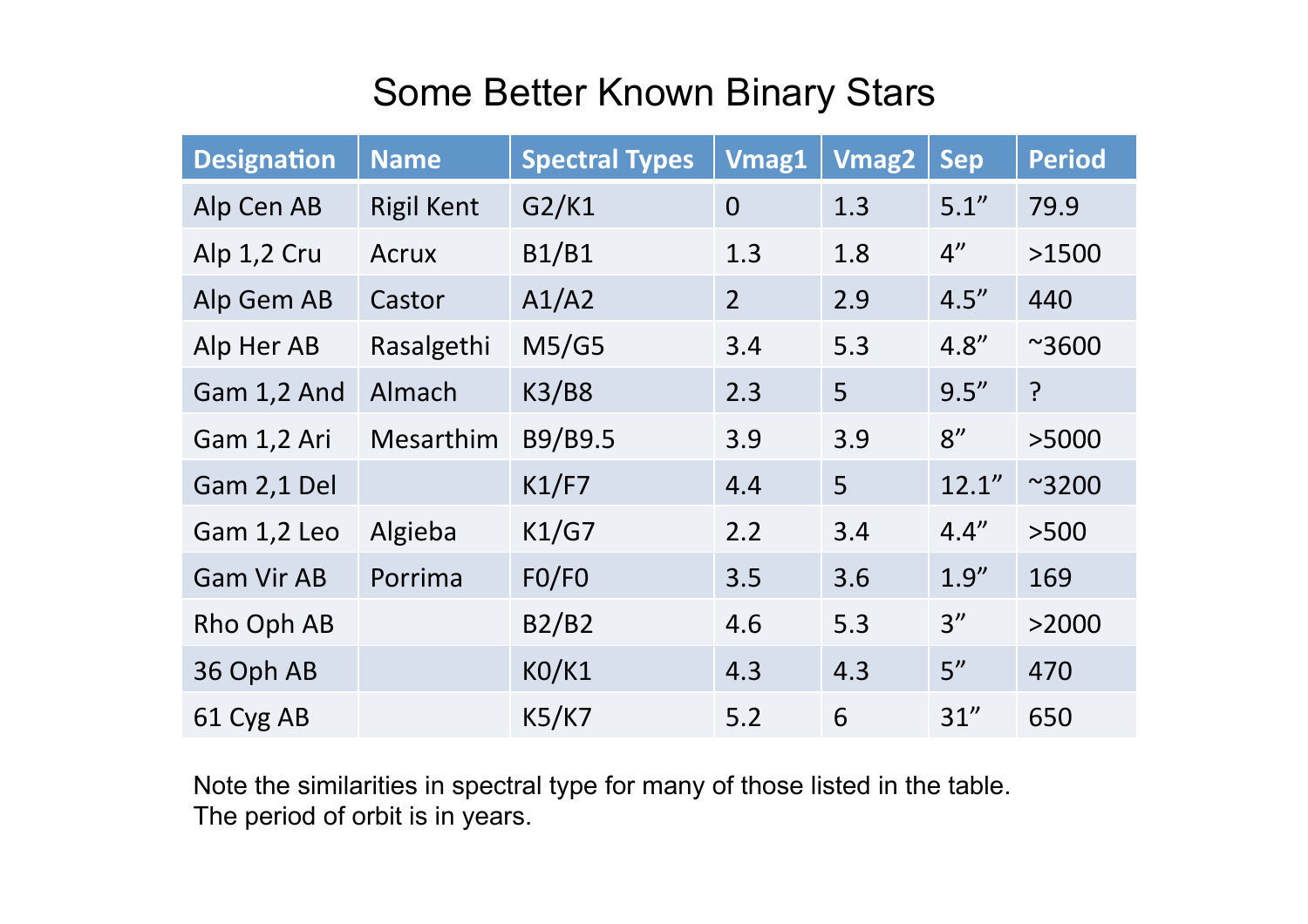# Some Better Known Binary Stars

| Designation | Name | Spectral Types | Vmag1 | Vmag2 | Sep | Period |
|---|---|---|---|---|---|---|
| Alp Cen AB | Rigil Kent | G2/K1 | 0 | 1.3 | 5.1" | 79.9 |
| Alp 1,2 Cru | Acrux | B1/B1 | 1.3 | 1.8 | 4" | >1500 |
| Alp Gem AB | Castor | A1/A2 | 2 | 2.9 | 4.5" | 440 |
| Alp Her AB | Rasalgethi | M5/G5 | 3.4 | 5.3 | 4.8" | ~3600 |
| Gam 1,2 And | Almach | K3/B8 | 2.3 | 5 | 9.5" | ? |
| Gam 1,2 Ari | Mesarthim | B9/B9.5 | 3.9 | 3.9 | 8" | >5000 |
| Gam 2,1 Del | | K1/F7 | 4.4 | 5 | 12.1" | ~3200 |
| Gam 1,2 Leo | Algieba | K1/G7 | 2.2 | 3.4 | 4.4" | >500 |
| Gam Vir AB | Porrima | F0/F0 | 3.5 | 3.6 | 1.9" | 169 |
| Rho Oph AB | | B2/B2 | 4.6 | 5.3 | 3" | >2000 |
| 36 Oph AB | | K0/K1 | 4.3 | 4.3 | 5" | 470 |
| 61 Cyg AB | | K5/K7 | 5.2 | 6 | 31" | 650 |

Note the similarities in spectral type for many of those listed in the table.
The period of orbit is in years.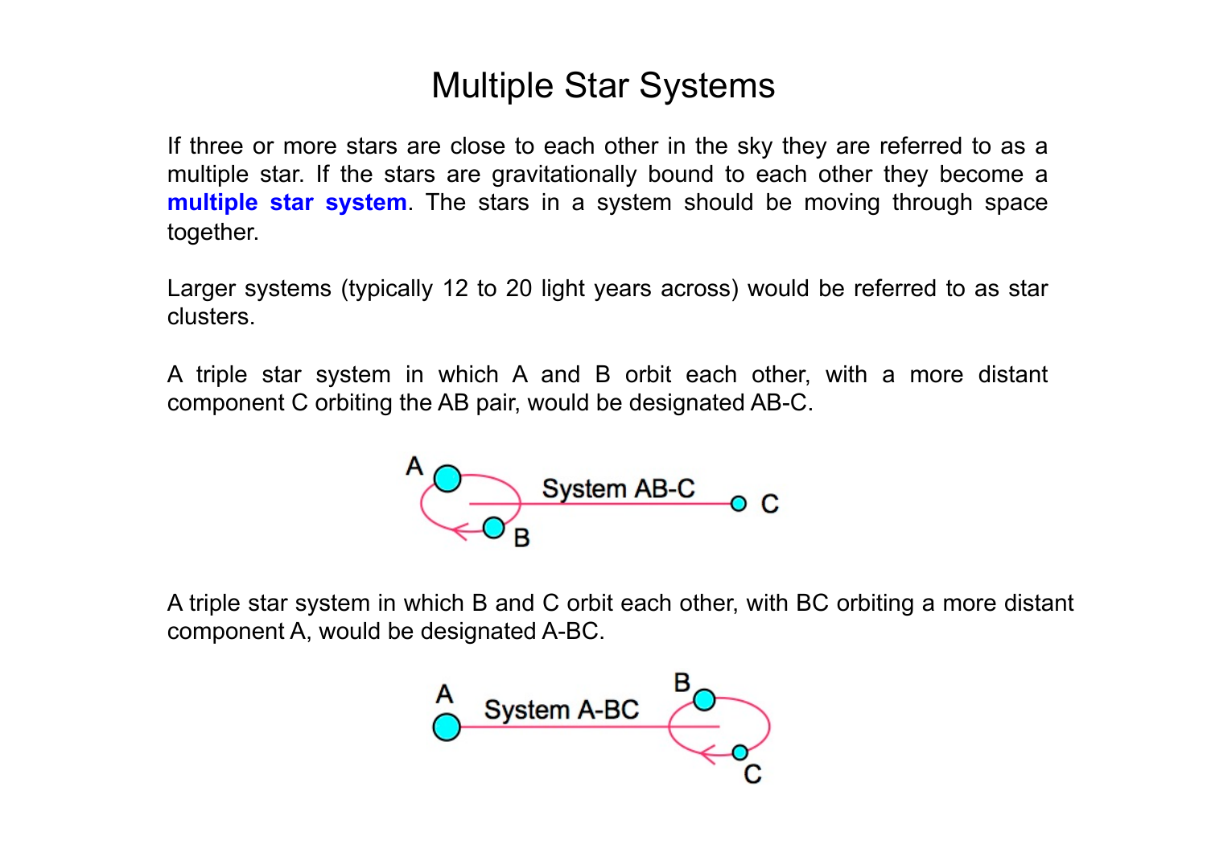# Multiple Star Systems

If three or more stars are close to each other in the sky they are referred to as a multiple star. If the stars are gravitationally bound to each other they become a **multiple star system**. The stars in a system should be moving through space together.

Larger systems (typically 12 to 20 light years across) would be referred to as star clusters.

A triple star system in which A and B orbit each other, with a more distant component C orbiting the AB pair, would be designated AB-C.

A triple star system in which B and C orbit each other, with BC orbiting a more distant component A, would be designated A-BC.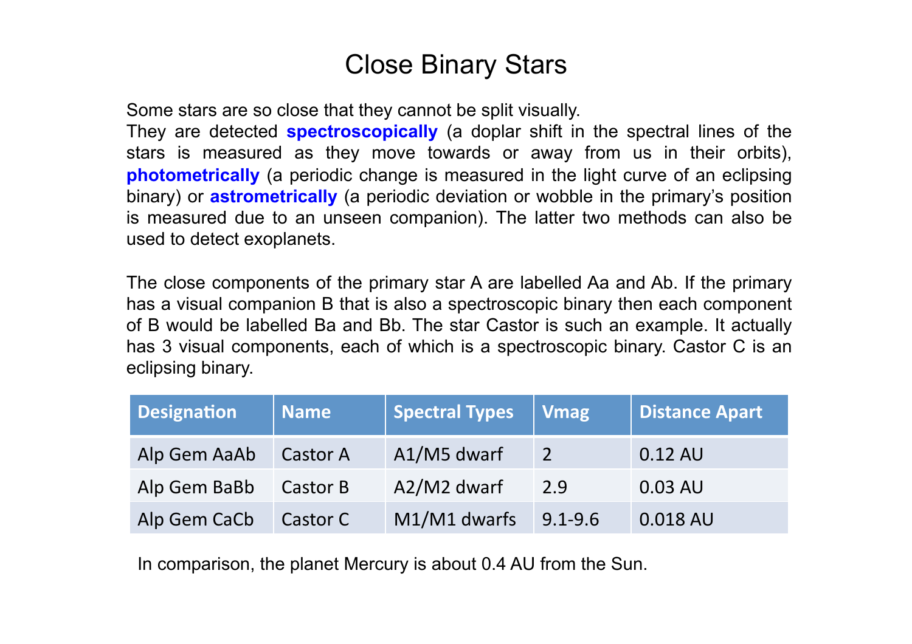# Close Binary Stars

Some stars are so close that they cannot be split visually.
They are detected **spectroscopically** (a doplar shift in the spectral lines of the stars is measured as they move towards or away from us in their orbits), **photometrically** (a periodic change is measured in the light curve of an eclipsing binary) or **astrometrically** (a periodic deviation or wobble in the primary's position is measured due to an unseen companion). The latter two methods can also be used to detect exoplanets.

The close components of the primary star A are labelled Aa and Ab. If the primary has a visual companion B that is also a spectroscopic binary then each component of B would be labelled Ba and Bb. The star Castor is such an example. It actually has 3 visual components, each of which is a spectroscopic binary. Castor C is an eclipsing binary.

| Designation | Name | Spectral Types | Vmag | Distance Apart |
| --- | --- | --- | --- | --- |
| Alp Gem AaAb | Castor A | A1/M5 dwarf | 2 | 0.12 AU |
| Alp Gem BaBb | Castor B | A2/M2 dwarf | 2.9 | 0.03 AU |
| Alp Gem CaCb | Castor C | M1/M1 dwarfs | 9.1-9.6 | 0.018 AU |

In comparison, the planet Mercury is about 0.4 AU from the Sun.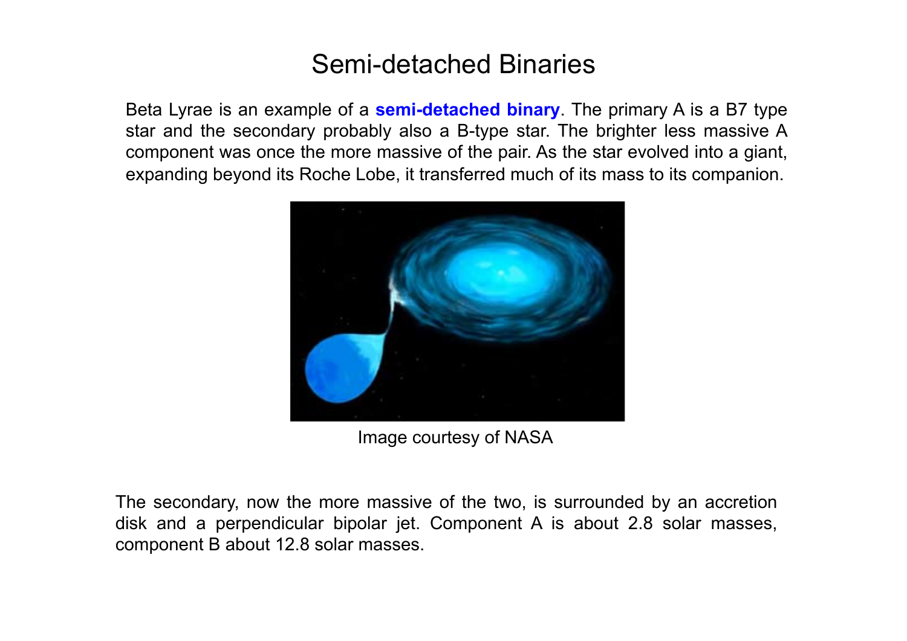# Semi-detached Binaries

Beta Lyrae is an example of a **semi-detached binary**. The primary A is a B7 type star and the secondary probably also a B-type star. The brighter less massive A component was once the more massive of the pair. As the star evolved into a giant, expanding beyond its Roche Lobe, it transferred much of its mass to its companion.

Image courtesy of NASA

The secondary, now the more massive of the two, is surrounded by an accretion disk and a perpendicular bipolar jet. Component A is about 2.8 solar masses, component B about 12.8 solar masses.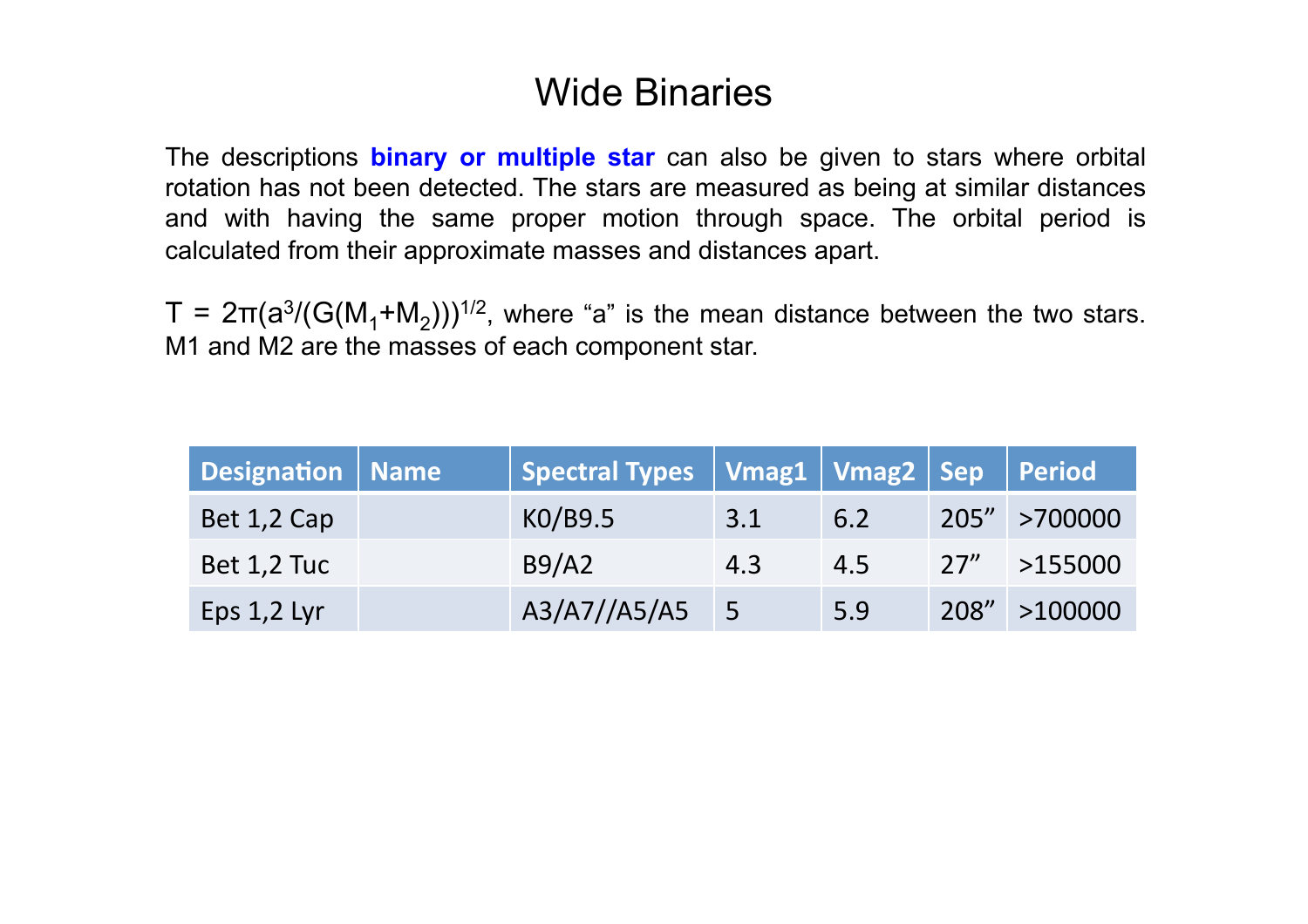# Wide Binaries

The descriptions **binary or multiple star** can also be given to stars where orbital rotation has not been detected. The stars are measured as being at similar distances and with having the same proper motion through space. The orbital period is calculated from their approximate masses and distances apart.

$T = 2\pi(a^3/(G(M_1+M_2)))^{1/2}$, where "a" is the mean distance between the two stars. M1 and M2 are the masses of each component star.

| Designation | Name | Spectral Types | Vmag1 | Vmag2 | Sep | Period |
|---|---|---|---|---|---|---|
| Bet 1,2 Cap | | K0/B9.5 | 3.1 | 6.2 | 205" | >700000 |
| Bet 1,2 Tuc | | B9/A2 | 4.3 | 4.5 | 27" | >155000 |
| Eps 1,2 Lyr | | A3/A7//A5/A5 | 5 | 5.9 | 208" | >100000 |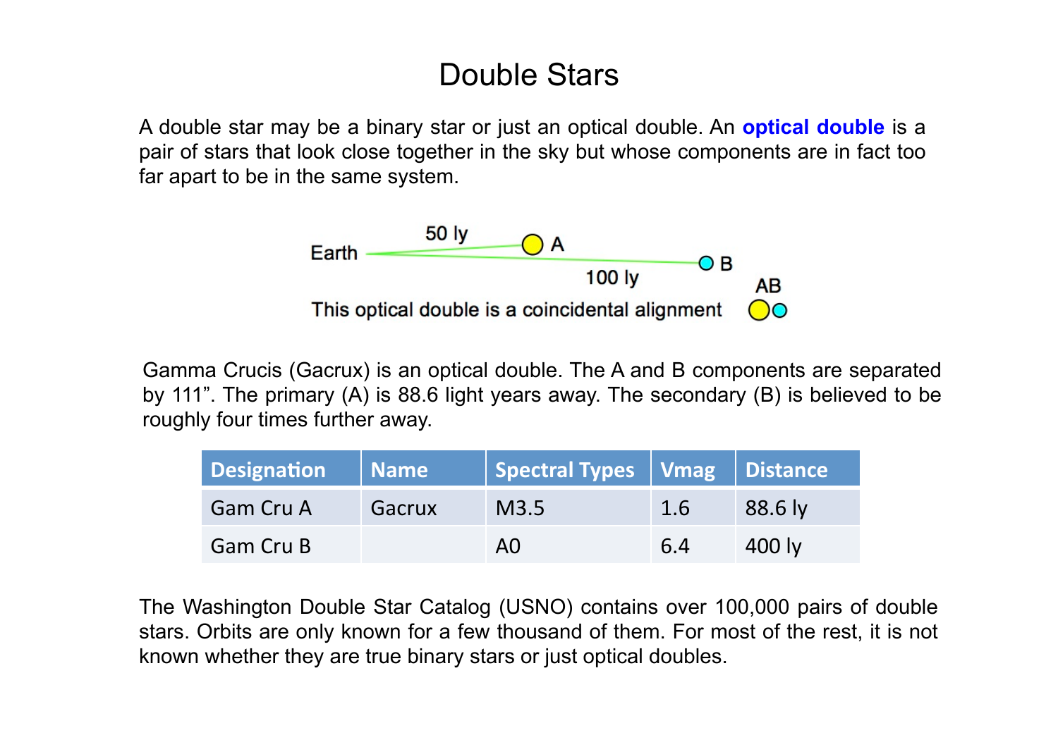# Double Stars

A double star may be a binary star or just an optical double. An **optical double** is a pair of stars that look close together in the sky but whose components are in fact too far apart to be in the same system.

Earth — 50 ly — A

100 ly — B

AB

This optical double is a coincidental alignment

Gamma Crucis (Gacrux) is an optical double. The A and B components are separated by 111”. The primary (A) is 88.6 light years away. The secondary (B) is believed to be roughly four times further away.

| Designation | Name | Spectral Types | Vmag | Distance |
|---|---|---|---|---|
| Gam Cru A | Gacrux | M3.5 | 1.6 | 88.6 ly |
| Gam Cru B | | A0 | 6.4 | 400 ly |

The Washington Double Star Catalog (USNO) contains over 100,000 pairs of double stars. Orbits are only known for a few thousand of them. For most of the rest, it is not known whether they are true binary stars or just optical doubles.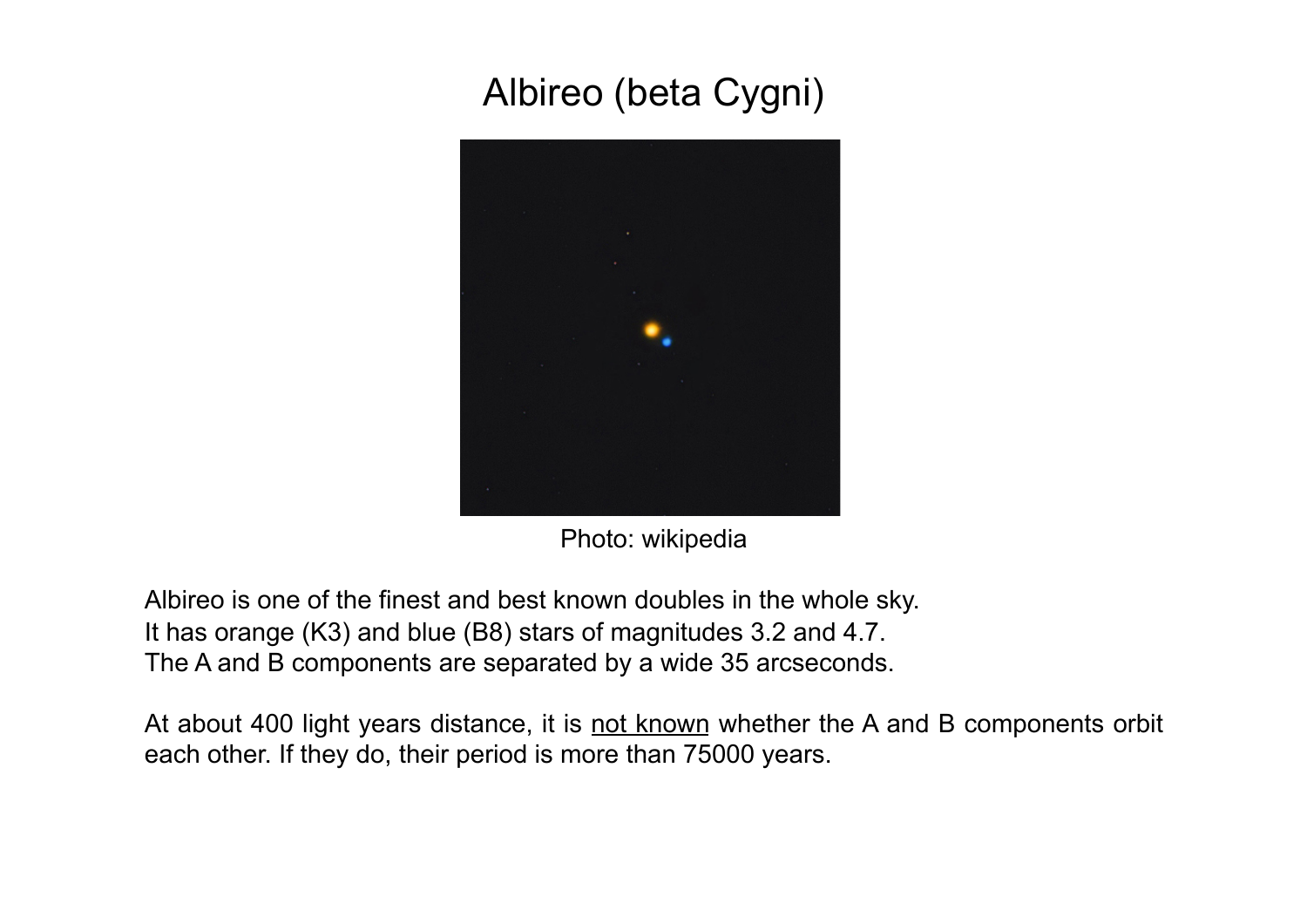# Albireo (beta Cygni)

Photo: wikipedia

Albireo is one of the finest and best known doubles in the whole sky.
It has orange (K3) and blue (B8) stars of magnitudes 3.2 and 4.7.
The A and B components are separated by a wide 35 arcseconds.

At about 400 light years distance, it is <u>not known</u> whether the A and B components orbit each other. If they do, their period is more than 75000 years.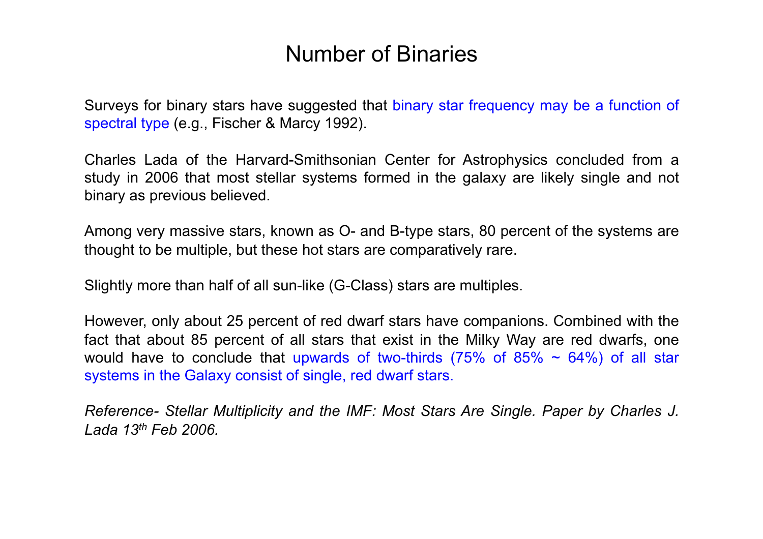# Number of Binaries

Surveys for binary stars have suggested that binary star frequency may be a function of spectral type (e.g., Fischer & Marcy 1992).

Charles Lada of the Harvard-Smithsonian Center for Astrophysics concluded from a study in 2006 that most stellar systems formed in the galaxy are likely single and not binary as previous believed.

Among very massive stars, known as O- and B-type stars, 80 percent of the systems are thought to be multiple, but these hot stars are comparatively rare.

Slightly more than half of all sun-like (G-Class) stars are multiples.

However, only about 25 percent of red dwarf stars have companions. Combined with the fact that about 85 percent of all stars that exist in the Milky Way are red dwarfs, one would have to conclude that upwards of two-thirds (75% of 85% ~ 64%) of all star systems in the Galaxy consist of single, red dwarf stars.

*Reference- Stellar Multiplicity and the IMF: Most Stars Are Single. Paper by Charles J. Lada 13th Feb 2006.*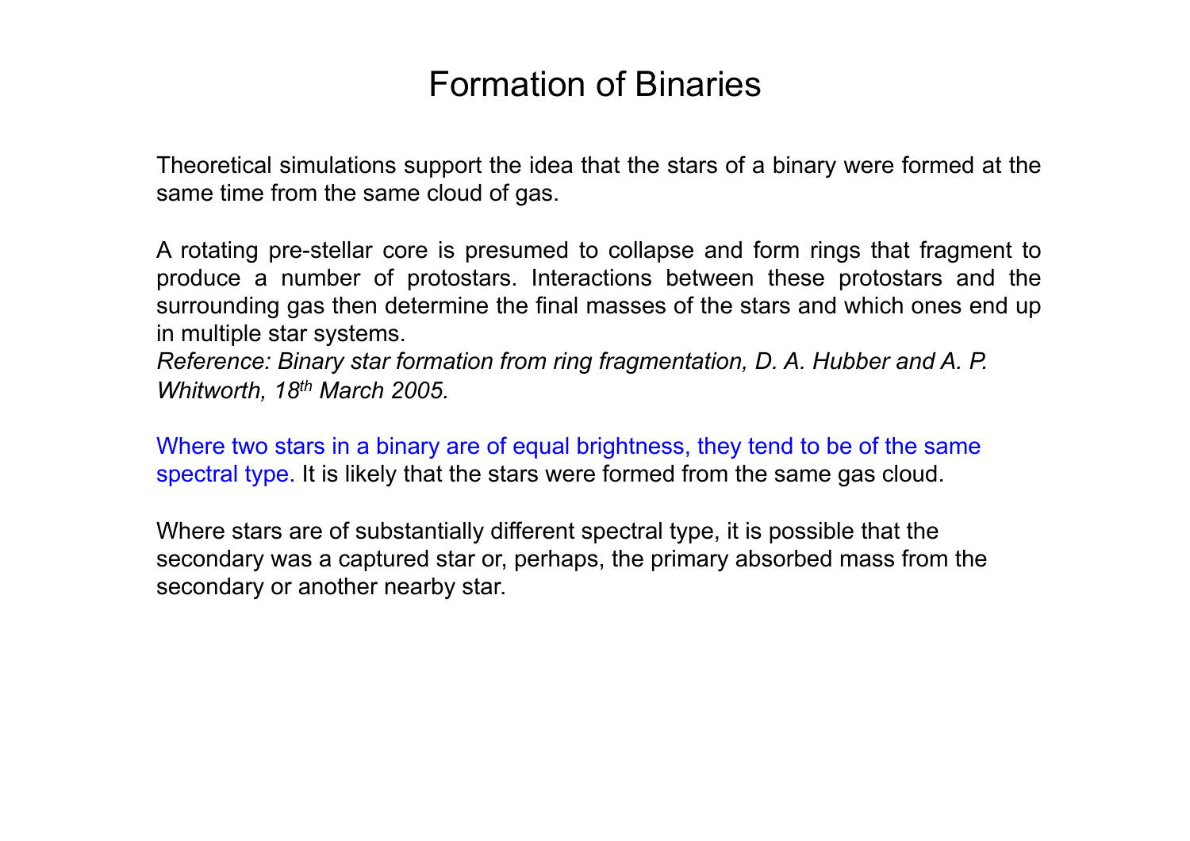# Formation of Binaries

Theoretical simulations support the idea that the stars of a binary were formed at the same time from the same cloud of gas.

A rotating pre-stellar core is presumed to collapse and form rings that fragment to produce a number of protostars. Interactions between these protostars and the surrounding gas then determine the final masses of the stars and which ones end up in multiple star systems.
*Reference: Binary star formation from ring fragmentation, D. A. Hubber and A. P. Whitworth, 18th March 2005.*

Where two stars in a binary are of equal brightness, they tend to be of the same spectral type. It is likely that the stars were formed from the same gas cloud.

Where stars are of substantially different spectral type, it is possible that the secondary was a captured star or, perhaps, the primary absorbed mass from the secondary or another nearby star.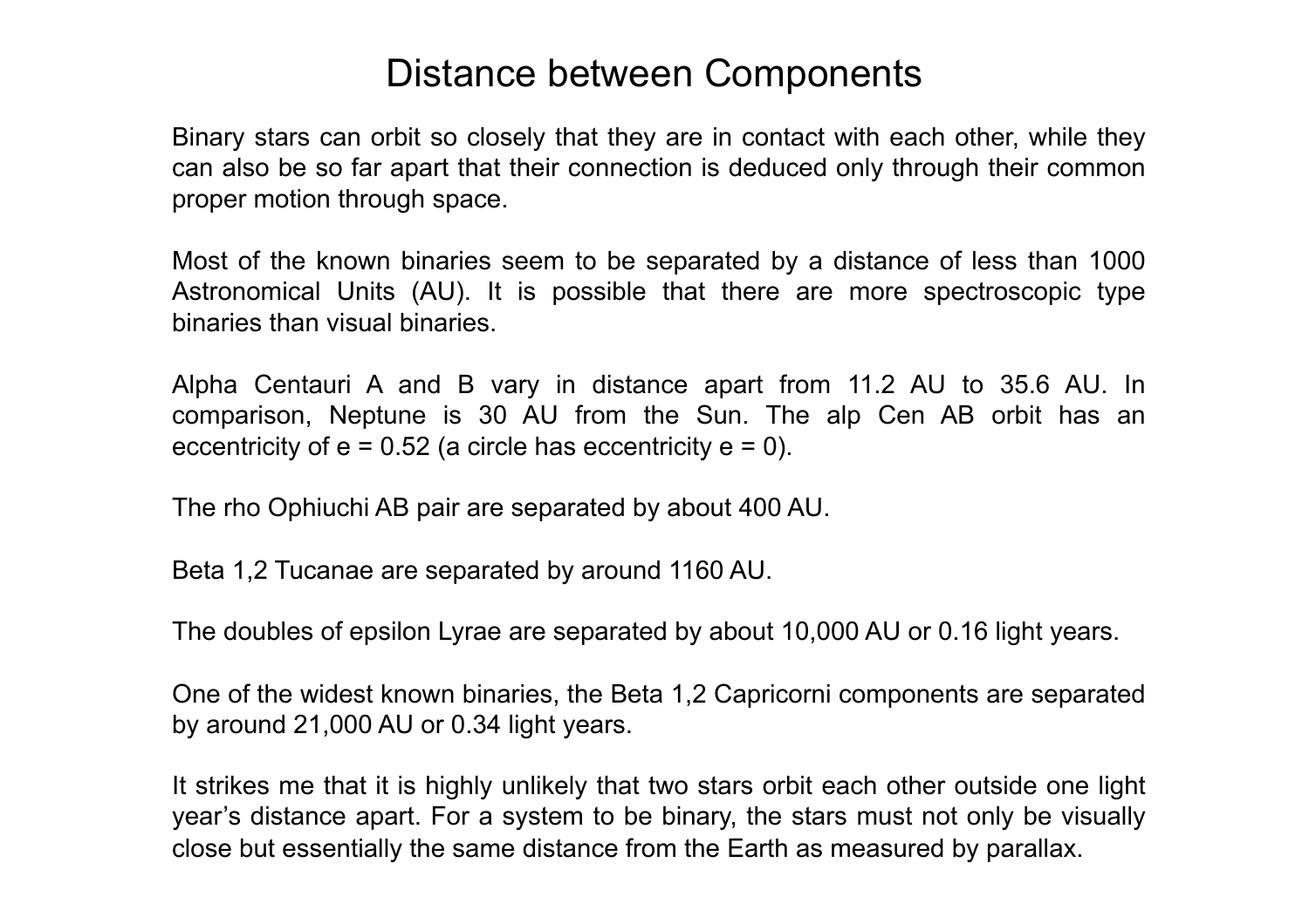# Distance between Components

Binary stars can orbit so closely that they are in contact with each other, while they can also be so far apart that their connection is deduced only through their common proper motion through space.

Most of the known binaries seem to be separated by a distance of less than 1000 Astronomical Units (AU). It is possible that there are more spectroscopic type binaries than visual binaries.

Alpha Centauri A and B vary in distance apart from 11.2 AU to 35.6 AU. In comparison, Neptune is 30 AU from the Sun. The alp Cen AB orbit has an eccentricity of $e = 0.52$ (a circle has eccentricity $e = 0$).

The rho Ophiuchi AB pair are separated by about 400 AU.

Beta 1,2 Tucanae are separated by around 1160 AU.

The doubles of epsilon Lyrae are separated by about 10,000 AU or 0.16 light years.

One of the widest known binaries, the Beta 1,2 Capricorni components are separated by around 21,000 AU or 0.34 light years.

It strikes me that it is highly unlikely that two stars orbit each other outside one light year's distance apart. For a system to be binary, the stars must not only be visually close but essentially the same distance from the Earth as measured by parallax.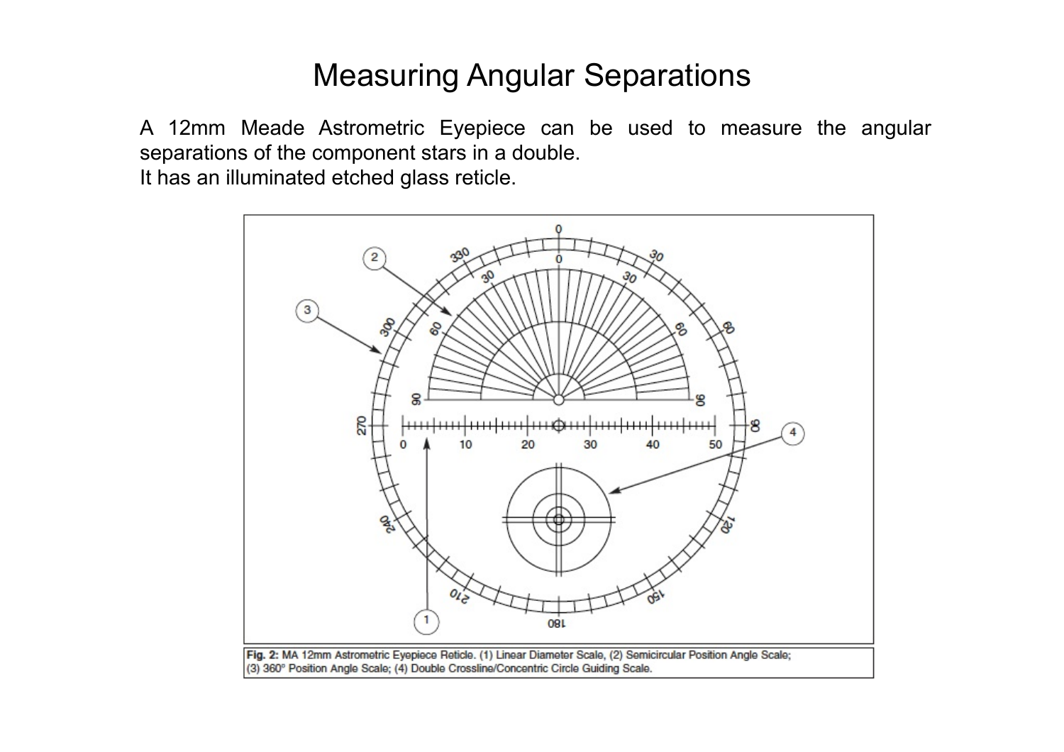# Measuring Angular Separations

A 12mm Meade Astrometric Eyepiece can be used to measure the angular separations of the component stars in a double.
It has an illuminated etched glass reticle.

**Fig. 2:** MA 12mm Astrometric Eyepiece Reticle. (1) Linear Diameter Scale, (2) Semicircular Position Angle Scale; (3) 360° Position Angle Scale; (4) Double Crossline/Concentric Circle Guiding Scale.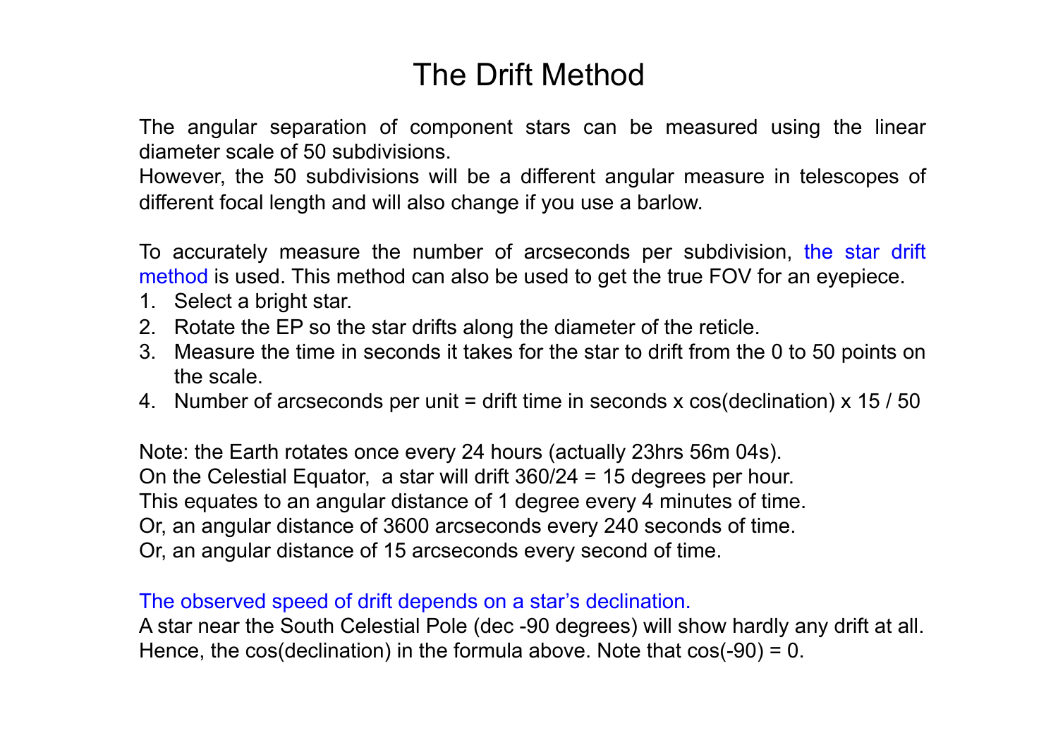# The Drift Method

The angular separation of component stars can be measured using the linear diameter scale of 50 subdivisions.
However, the 50 subdivisions will be a different angular measure in telescopes of different focal length and will also change if you use a barlow.

To accurately measure the number of arcseconds per subdivision, the star drift method is used. This method can also be used to get the true FOV for an eyepiece.

1. Select a bright star.
2. Rotate the EP so the star drifts along the diameter of the reticle.
3. Measure the time in seconds it takes for the star to drift from the 0 to 50 points on the scale.
4. Number of arcseconds per unit = drift time in seconds x cos(declination) x 15 / 50

Note: the Earth rotates once every 24 hours (actually 23hrs 56m 04s).
On the Celestial Equator, a star will drift 360/24 = 15 degrees per hour.
This equates to an angular distance of 1 degree every 4 minutes of time.
Or, an angular distance of 3600 arcseconds every 240 seconds of time.
Or, an angular distance of 15 arcseconds every second of time.

The observed speed of drift depends on a star's declination.
A star near the South Celestial Pole (dec -90 degrees) will show hardly any drift at all.
Hence, the cos(declination) in the formula above. Note that cos(-90) = 0.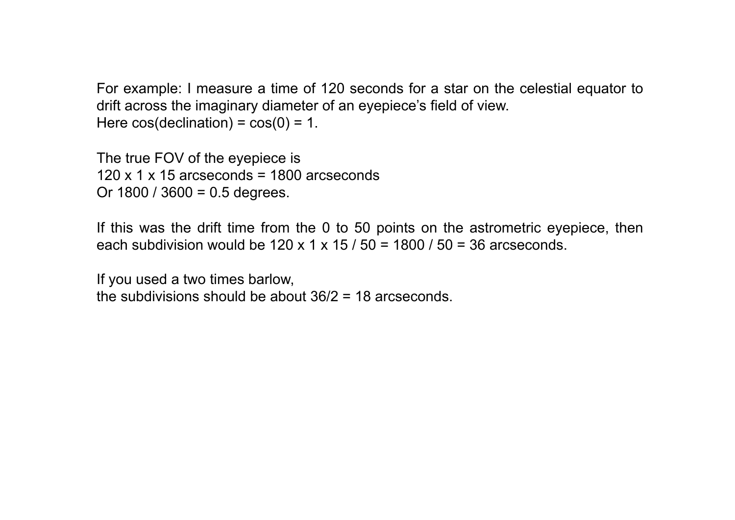For example: I measure a time of 120 seconds for a star on the celestial equator to drift across the imaginary diameter of an eyepiece's field of view.
Here cos(declination) = cos(0) = 1.

The true FOV of the eyepiece is
120 x 1 x 15 arcseconds = 1800 arcseconds
Or 1800 / 3600 = 0.5 degrees.

If this was the drift time from the 0 to 50 points on the astrometric eyepiece, then each subdivision would be 120 x 1 x 15 / 50 = 1800 / 50 = 36 arcseconds.

If you used a two times barlow,
the subdivisions should be about 36/2 = 18 arcseconds.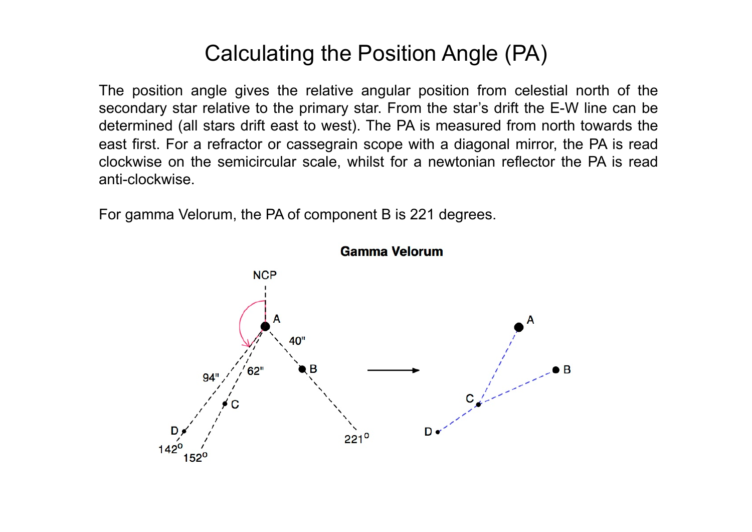# Calculating the Position Angle (PA)

The position angle gives the relative angular position from celestial north of the secondary star relative to the primary star. From the star's drift the E-W line can be determined (all stars drift east to west). The PA is measured from north towards the east first. For a refractor or cassegrain scope with a diagonal mirror, the PA is read clockwise on the semicircular scale, whilst for a newtonian reflector the PA is read anti-clockwise.

For gamma Velorum, the PA of component B is 221 degrees.

**Gamma Velorum**

NCP

A

40"

B

94"

62"

C

D

142°

152°

221°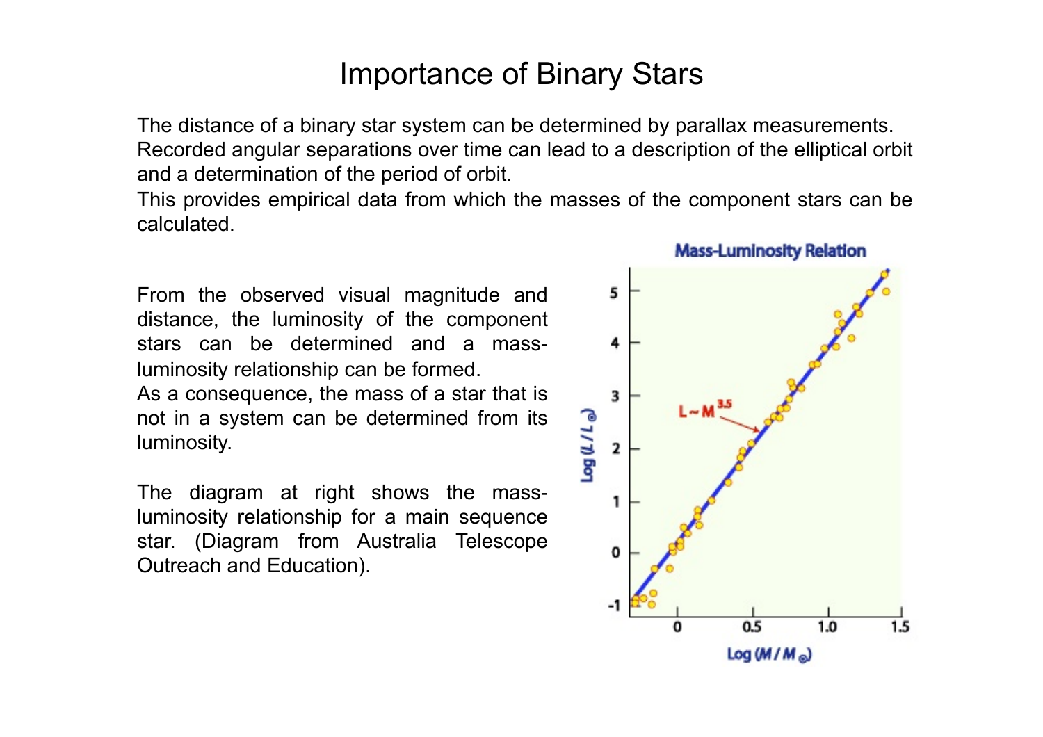# Importance of Binary Stars

The distance of a binary star system can be determined by parallax measurements. Recorded angular separations over time can lead to a description of the elliptical orbit and a determination of the period of orbit.

This provides empirical data from which the masses of the component stars can be calculated.

From the observed visual magnitude and distance, the luminosity of the component stars can be determined and a mass-luminosity relationship can be formed.

As a consequence, the mass of a star that is not in a system can be determined from its luminosity.

The diagram at right shows the mass-luminosity relationship for a main sequence star. (Diagram from Australia Telescope Outreach and Education).

Mass-Luminosity Relation

$L \sim M^{3.5}$

Log $(L / L_{\odot})$

5
4
3
2
1
0
-1

0
0.5
1.0
1.5

Log $(M / M_{\odot})$